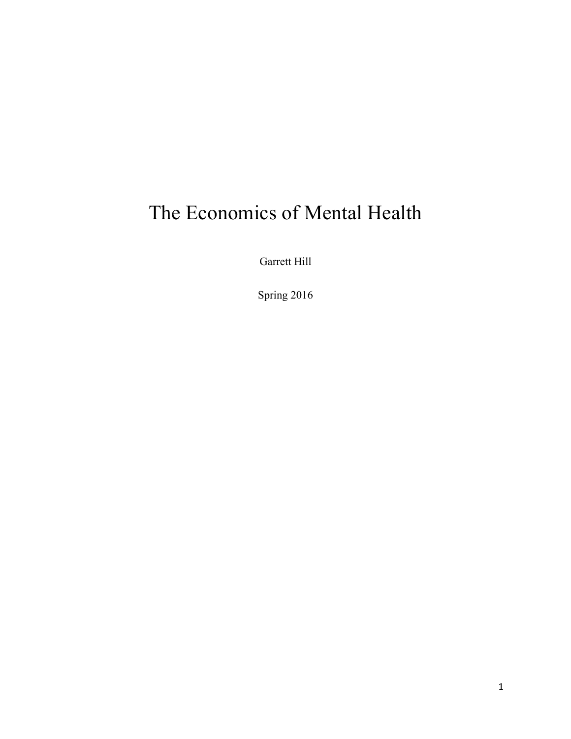# The Economics of Mental Health

Garrett Hill

Spring 2016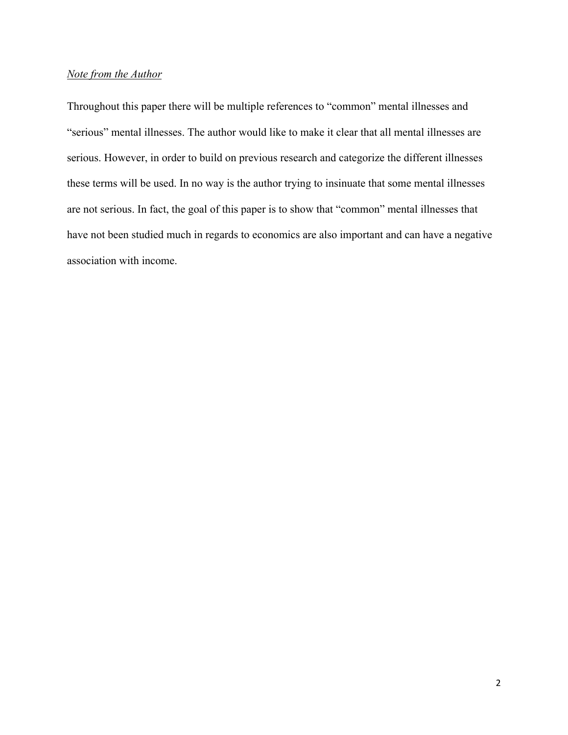*<u>Note from the Author</u>*

Throughout this paper there will be multiple references to "common" mental illnesses and "serious" mental illnesses. The author would like to make it clear that all mental illnesses are serious. However, in order to build on previous research and categorize the different illnesses these terms will be used. In no way is the author trying to insinuate that some mental illnesses are not serious. In fact, the goal of this paper is to show that "common" mental illnesses that have not been studied much in regards to economics are also important and can have a negative association with income.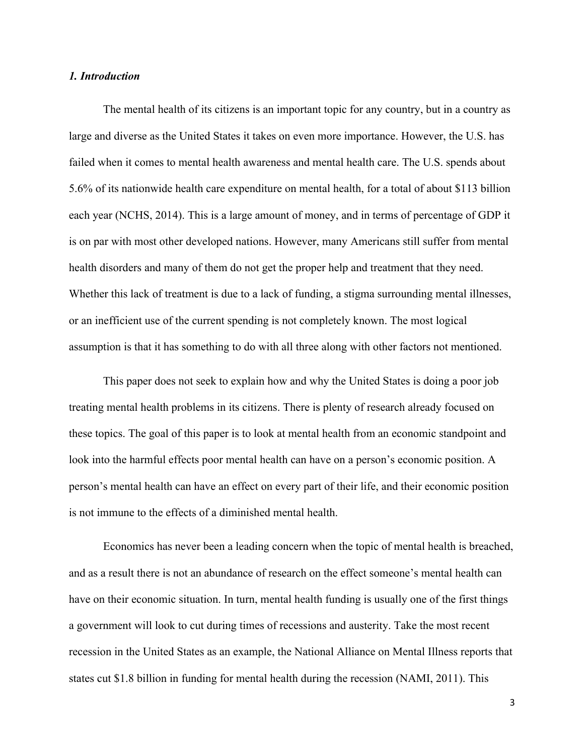### *1. Introduction*

The mental health of its citizens is an important topic for any country, but in a country as large and diverse as the United States it takes on even more importance. However, the U.S. has failed when it comes to mental health awareness and mental health care. The U.S. spends about 5.6% of its nationwide health care expenditure on mental health, for a total of about $113 billion each year (NCHS, 2014). This is a large amount of money, and in terms of percentage of GDP it is on par with most other developed nations. However, many Americans still suffer from mental health disorders and many of them do not get the proper help and treatment that they need. Whether this lack of treatment is due to a lack of funding, a stigma surrounding mental illnesses, or an inefficient use of the current spending is not completely known. The most logical assumption is that it has something to do with all three along with other factors not mentioned.

This paper does not seek to explain how and why the United States is doing a poor job treating mental health problems in its citizens. There is plenty of research already focused on these topics. The goal of this paper is to look at mental health from an economic standpoint and look into the harmful effects poor mental health can have on a person's economic position. A person's mental health can have an effect on every part of their life, and their economic position is not immune to the effects of a diminished mental health.

Economics has never been a leading concern when the topic of mental health is breached, and as a result there is not an abundance of research on the effect someone's mental health can have on their economic situation. In turn, mental health funding is usually one of the first things a government will look to cut during times of recessions and austerity. Take the most recent recession in the United States as an example, the National Alliance on Mental Illness reports that states cut $1.8 billion in funding for mental health during the recession (NAMI, 2011). This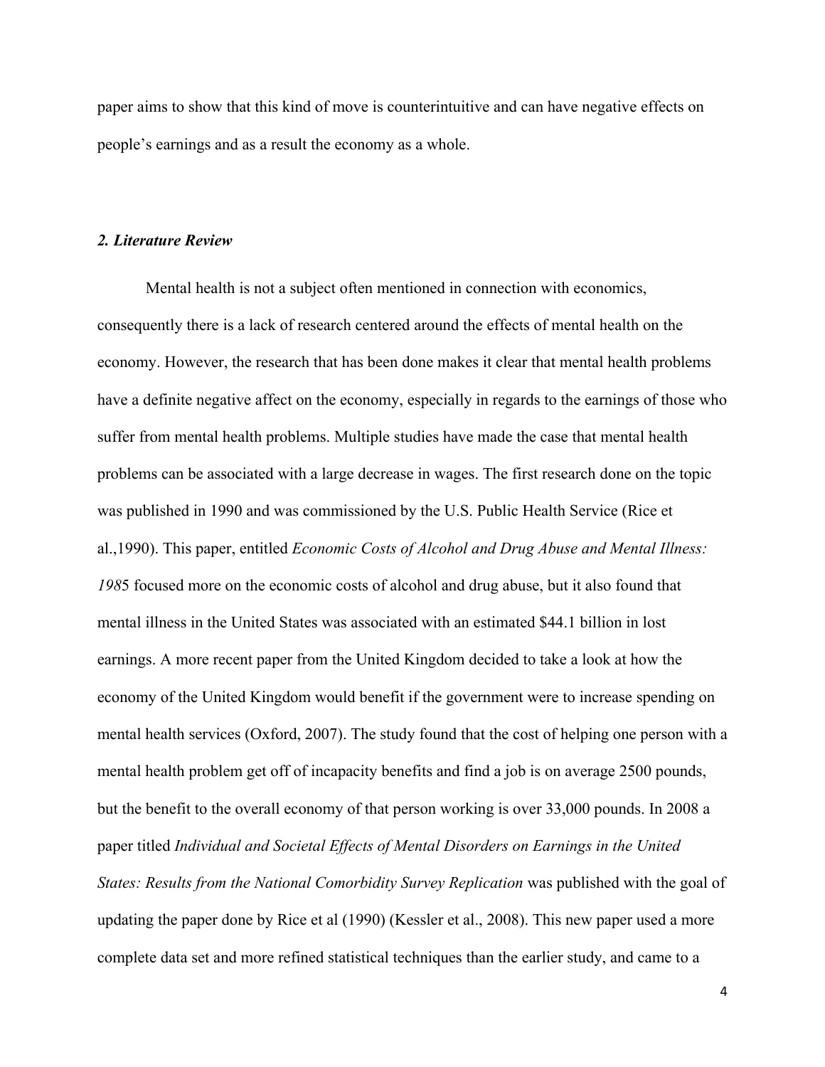paper aims to show that this kind of move is counterintuitive and can have negative effects on people's earnings and as a result the economy as a whole.

## *2. Literature Review*

Mental health is not a subject often mentioned in connection with economics, consequently there is a lack of research centered around the effects of mental health on the economy. However, the research that has been done makes it clear that mental health problems have a definite negative affect on the economy, especially in regards to the earnings of those who suffer from mental health problems. Multiple studies have made the case that mental health problems can be associated with a large decrease in wages. The first research done on the topic was published in 1990 and was commissioned by the U.S. Public Health Service (Rice et al.,1990). This paper, entitled *Economic Costs of Alcohol and Drug Abuse and Mental Illness: 198*5 focused more on the economic costs of alcohol and drug abuse, but it also found that mental illness in the United States was associated with an estimated $44.1 billion in lost earnings. A more recent paper from the United Kingdom decided to take a look at how the economy of the United Kingdom would benefit if the government were to increase spending on mental health services (Oxford, 2007). The study found that the cost of helping one person with a mental health problem get off of incapacity benefits and find a job is on average 2500 pounds, but the benefit to the overall economy of that person working is over 33,000 pounds. In 2008 a paper titled *Individual and Societal Effects of Mental Disorders on Earnings in the United States: Results from the National Comorbidity Survey Replication* was published with the goal of updating the paper done by Rice et al (1990) (Kessler et al., 2008). This new paper used a more complete data set and more refined statistical techniques than the earlier study, and came to a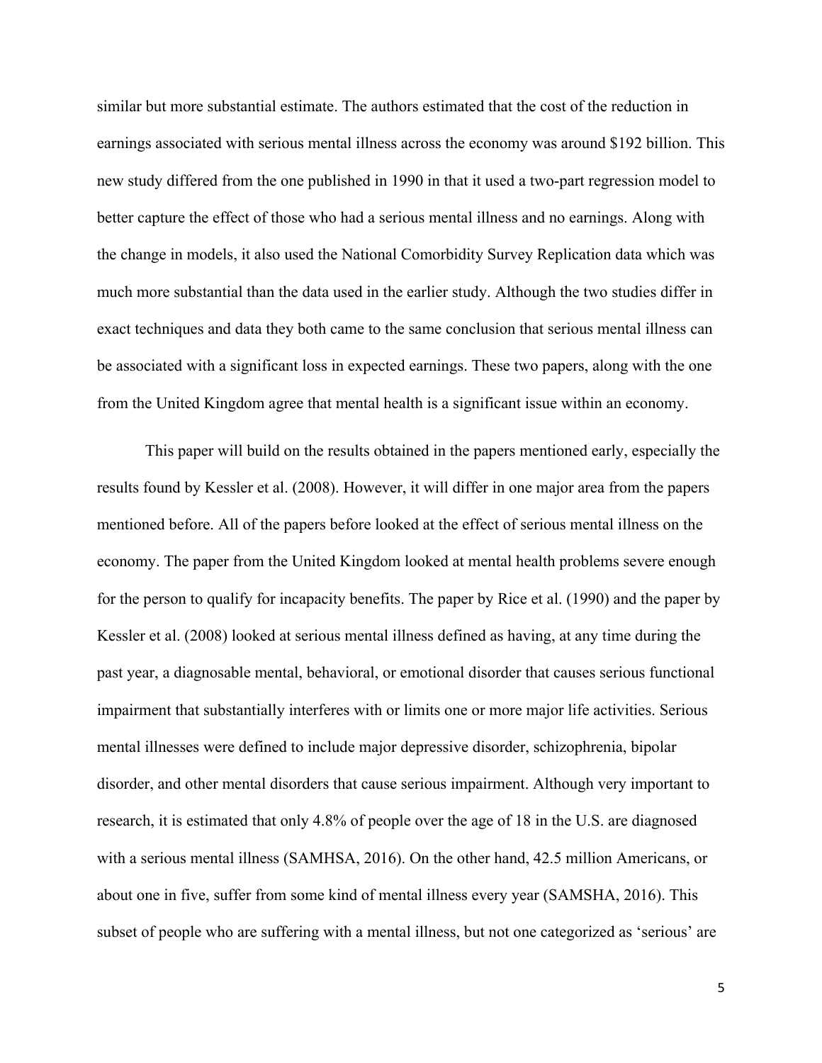similar but more substantial estimate. The authors estimated that the cost of the reduction in earnings associated with serious mental illness across the economy was around $192 billion. This new study differed from the one published in 1990 in that it used a two-part regression model to better capture the effect of those who had a serious mental illness and no earnings. Along with the change in models, it also used the National Comorbidity Survey Replication data which was much more substantial than the data used in the earlier study. Although the two studies differ in exact techniques and data they both came to the same conclusion that serious mental illness can be associated with a significant loss in expected earnings. These two papers, along with the one from the United Kingdom agree that mental health is a significant issue within an economy.

This paper will build on the results obtained in the papers mentioned early, especially the results found by Kessler et al. (2008). However, it will differ in one major area from the papers mentioned before. All of the papers before looked at the effect of serious mental illness on the economy. The paper from the United Kingdom looked at mental health problems severe enough for the person to qualify for incapacity benefits. The paper by Rice et al. (1990) and the paper by Kessler et al. (2008) looked at serious mental illness defined as having, at any time during the past year, a diagnosable mental, behavioral, or emotional disorder that causes serious functional impairment that substantially interferes with or limits one or more major life activities. Serious mental illnesses were defined to include major depressive disorder, schizophrenia, bipolar disorder, and other mental disorders that cause serious impairment. Although very important to research, it is estimated that only 4.8% of people over the age of 18 in the U.S. are diagnosed with a serious mental illness (SAMHSA, 2016). On the other hand, 42.5 million Americans, or about one in five, suffer from some kind of mental illness every year (SAMSHA, 2016). This subset of people who are suffering with a mental illness, but not one categorized as 'serious' are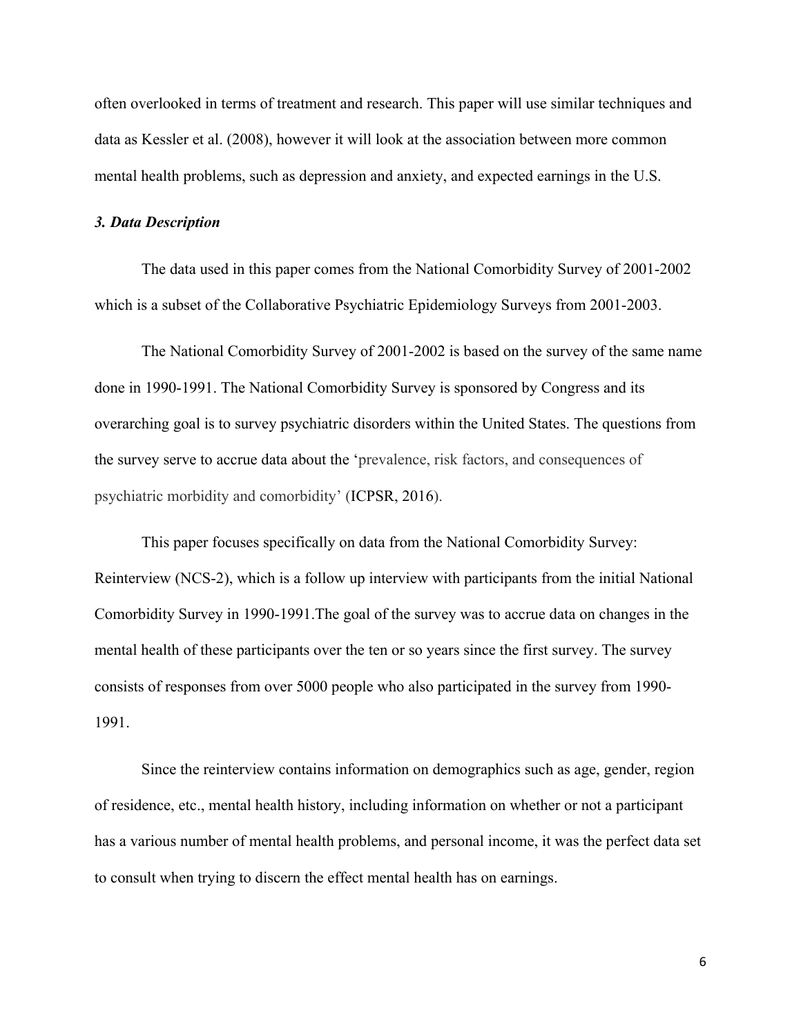often overlooked in terms of treatment and research. This paper will use similar techniques and data as Kessler et al. (2008), however it will look at the association between more common mental health problems, such as depression and anxiety, and expected earnings in the U.S.

### *3. Data Description*

The data used in this paper comes from the National Comorbidity Survey of 2001-2002 which is a subset of the Collaborative Psychiatric Epidemiology Surveys from 2001-2003.

The National Comorbidity Survey of 2001-2002 is based on the survey of the same name done in 1990-1991. The National Comorbidity Survey is sponsored by Congress and its overarching goal is to survey psychiatric disorders within the United States. The questions from the survey serve to accrue data about the 'prevalence, risk factors, and consequences of psychiatric morbidity and comorbidity' (ICPSR, 2016).

This paper focuses specifically on data from the National Comorbidity Survey: Reinterview (NCS-2), which is a follow up interview with participants from the initial National Comorbidity Survey in 1990-1991.The goal of the survey was to accrue data on changes in the mental health of these participants over the ten or so years since the first survey. The survey consists of responses from over 5000 people who also participated in the survey from 1990-1991.

Since the reinterview contains information on demographics such as age, gender, region of residence, etc., mental health history, including information on whether or not a participant has a various number of mental health problems, and personal income, it was the perfect data set to consult when trying to discern the effect mental health has on earnings.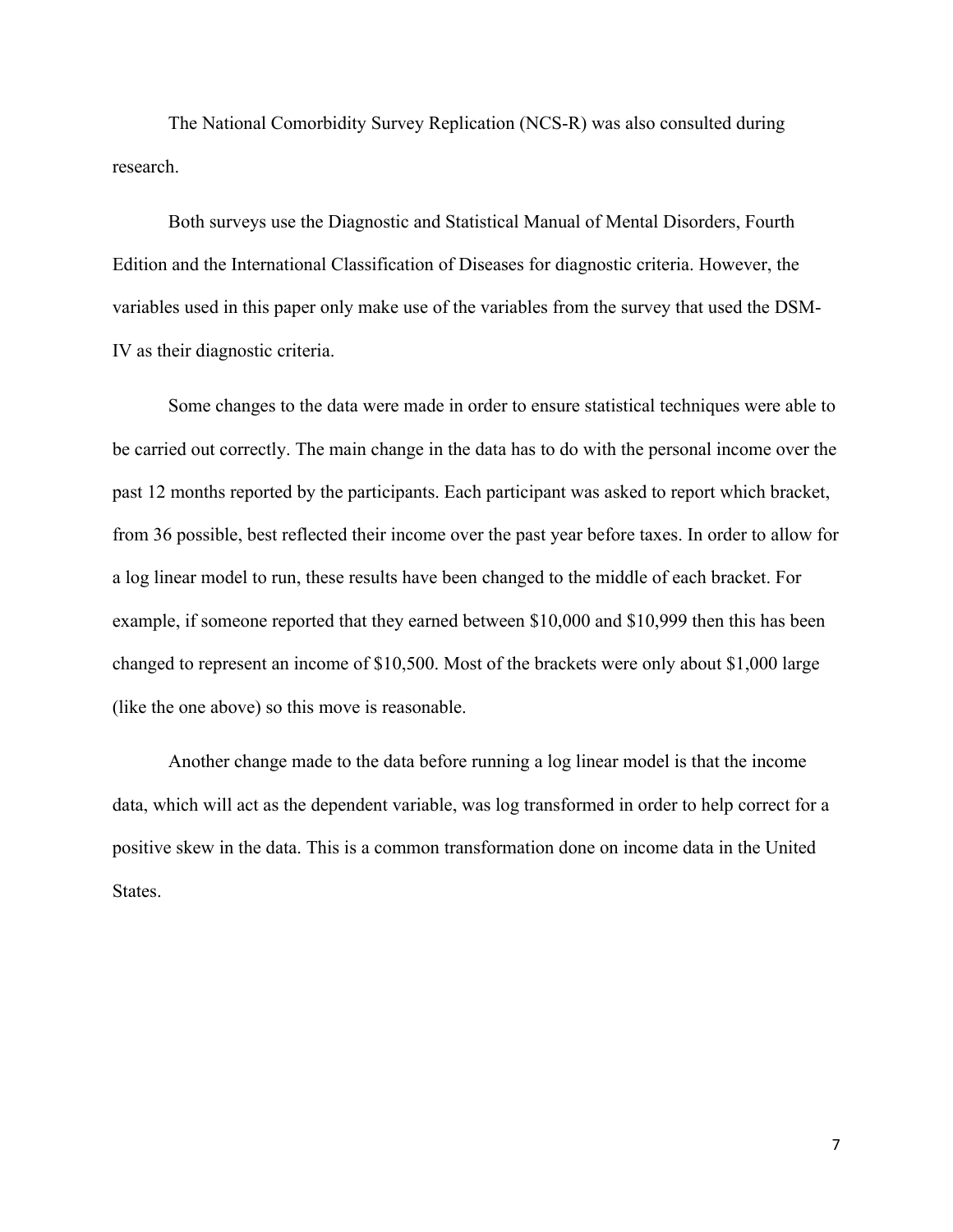The National Comorbidity Survey Replication (NCS-R) was also consulted during research.

Both surveys use the Diagnostic and Statistical Manual of Mental Disorders, Fourth Edition and the International Classification of Diseases for diagnostic criteria. However, the variables used in this paper only make use of the variables from the survey that used the DSM-IV as their diagnostic criteria.

Some changes to the data were made in order to ensure statistical techniques were able to be carried out correctly. The main change in the data has to do with the personal income over the past 12 months reported by the participants. Each participant was asked to report which bracket, from 36 possible, best reflected their income over the past year before taxes. In order to allow for a log linear model to run, these results have been changed to the middle of each bracket. For example, if someone reported that they earned between $10,000 and $10,999 then this has been changed to represent an income of $10,500. Most of the brackets were only about $1,000 large (like the one above) so this move is reasonable.

Another change made to the data before running a log linear model is that the income data, which will act as the dependent variable, was log transformed in order to help correct for a positive skew in the data. This is a common transformation done on income data in the United States.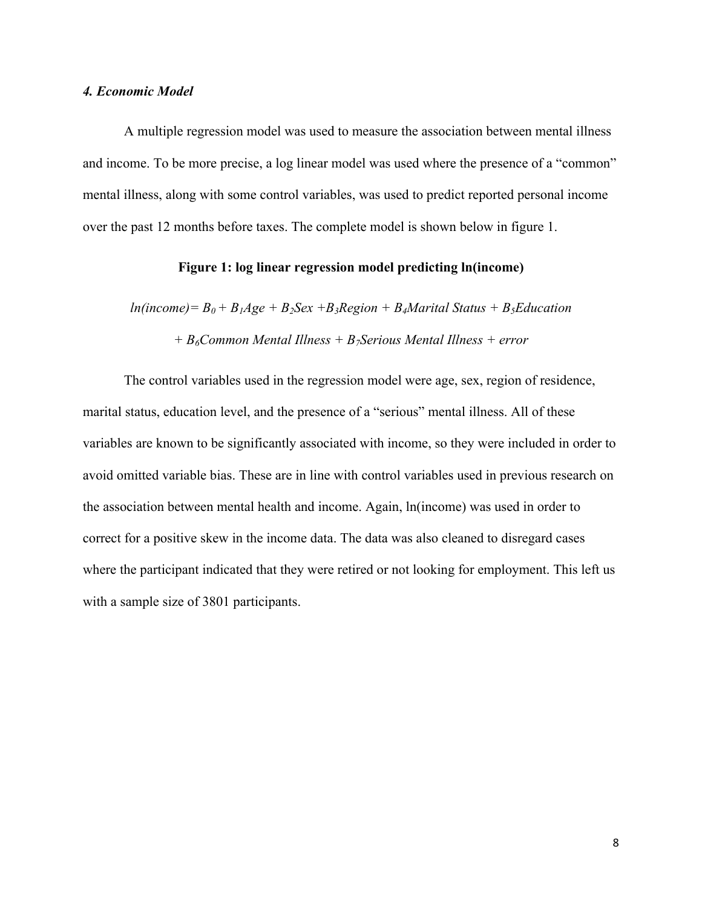### *4. Economic Model*

A multiple regression model was used to measure the association between mental illness and income. To be more precise, a log linear model was used where the presence of a "common" mental illness, along with some control variables, was used to predict reported personal income over the past 12 months before taxes. The complete model is shown below in figure 1.

**Figure 1: log linear regression model predicting ln(income)**

$$ln(income) = B_0 + B_1 Age + B_2 Sex + B_3 Region + B_4 Marital\ Status + B_5 Education$$

$$+ B_6 Common\ Mental\ Illness + B_7 Serious\ Mental\ Illness + error$$

The control variables used in the regression model were age, sex, region of residence, marital status, education level, and the presence of a "serious" mental illness. All of these variables are known to be significantly associated with income, so they were included in order to avoid omitted variable bias. These are in line with control variables used in previous research on the association between mental health and income. Again, ln(income) was used in order to correct for a positive skew in the income data. The data was also cleaned to disregard cases where the participant indicated that they were retired or not looking for employment. This left us with a sample size of 3801 participants.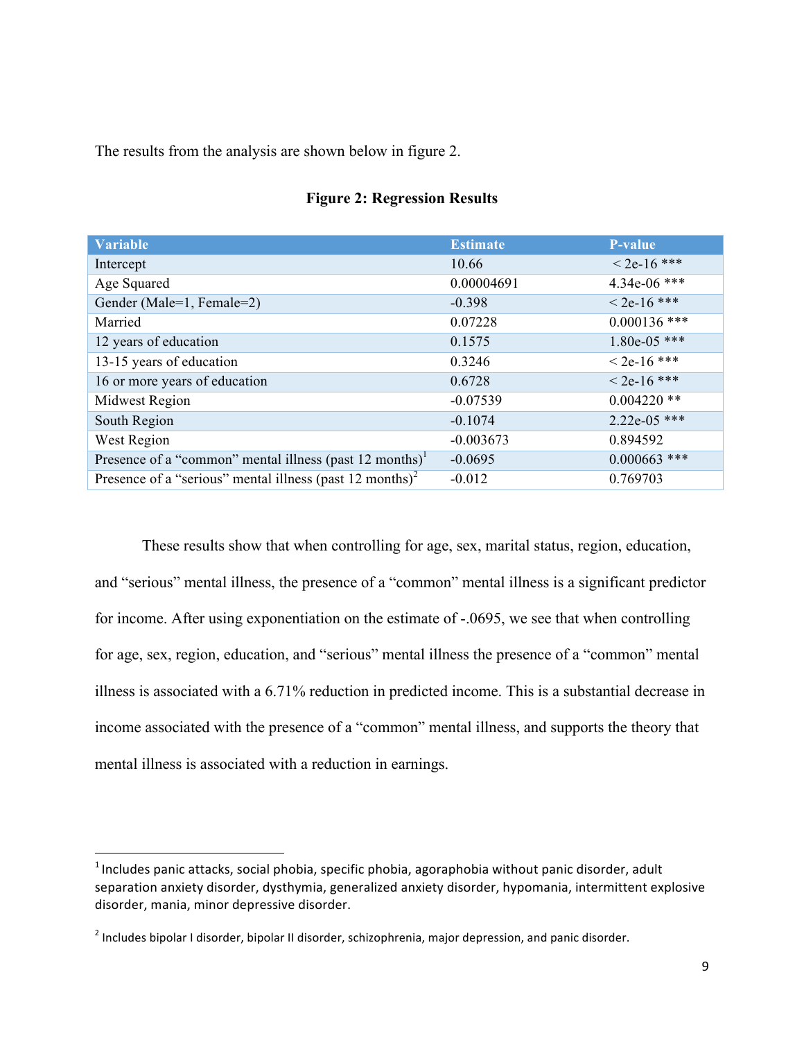The results from the analysis are shown below in figure 2.

**Figure 2: Regression Results**

| Variable | Estimate | P-value |
| --- | --- | --- |
| Intercept | 10.66 | < 2e-16 *** |
| Age Squared | 0.00004691 | 4.34e-06 *** |
| Gender (Male=1, Female=2) | -0.398 | < 2e-16 *** |
| Married | 0.07228 | 0.000136 *** |
| 12 years of education | 0.1575 | 1.80e-05 *** |
| 13-15 years of education | 0.3246 | < 2e-16 *** |
| 16 or more years of education | 0.6728 | < 2e-16 *** |
| Midwest Region | -0.07539 | 0.004220 ** |
| South Region | -0.1074 | 2.22e-05 *** |
| West Region | -0.003673 | 0.894592 |
| Presence of a "common" mental illness (past 12 months)[1] | -0.0695 | 0.000663 *** |
| Presence of a "serious" mental illness (past 12 months)[2] | -0.012 | 0.769703 |

These results show that when controlling for age, sex, marital status, region, education, and "serious" mental illness, the presence of a "common" mental illness is a significant predictor for income. After using exponentiation on the estimate of -.0695, we see that when controlling for age, sex, region, education, and "serious" mental illness the presence of a "common" mental illness is associated with a 6.71% reduction in predicted income. This is a substantial decrease in income associated with the presence of a "common" mental illness, and supports the theory that mental illness is associated with a reduction in earnings.

---

[1] Includes panic attacks, social phobia, specific phobia, agoraphobia without panic disorder, adult separation anxiety disorder, dysthymia, generalized anxiety disorder, hypomania, intermittent explosive disorder, mania, minor depressive disorder.

[2] Includes bipolar I disorder, bipolar II disorder, schizophrenia, major depression, and panic disorder.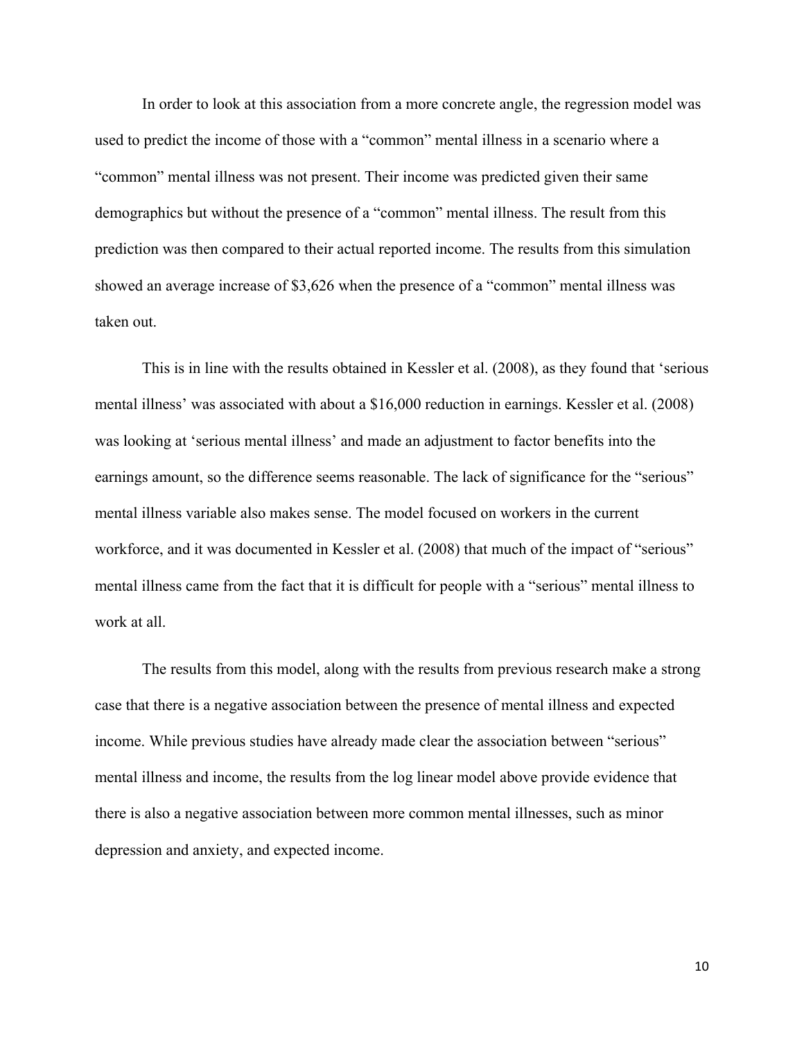In order to look at this association from a more concrete angle, the regression model was used to predict the income of those with a "common" mental illness in a scenario where a "common" mental illness was not present. Their income was predicted given their same demographics but without the presence of a "common" mental illness. The result from this prediction was then compared to their actual reported income. The results from this simulation showed an average increase of $3,626 when the presence of a "common" mental illness was taken out.

This is in line with the results obtained in Kessler et al. (2008), as they found that 'serious mental illness' was associated with about a $16,000 reduction in earnings. Kessler et al. (2008) was looking at 'serious mental illness' and made an adjustment to factor benefits into the earnings amount, so the difference seems reasonable. The lack of significance for the "serious" mental illness variable also makes sense. The model focused on workers in the current workforce, and it was documented in Kessler et al. (2008) that much of the impact of "serious" mental illness came from the fact that it is difficult for people with a "serious" mental illness to work at all.

The results from this model, along with the results from previous research make a strong case that there is a negative association between the presence of mental illness and expected income. While previous studies have already made clear the association between "serious" mental illness and income, the results from the log linear model above provide evidence that there is also a negative association between more common mental illnesses, such as minor depression and anxiety, and expected income.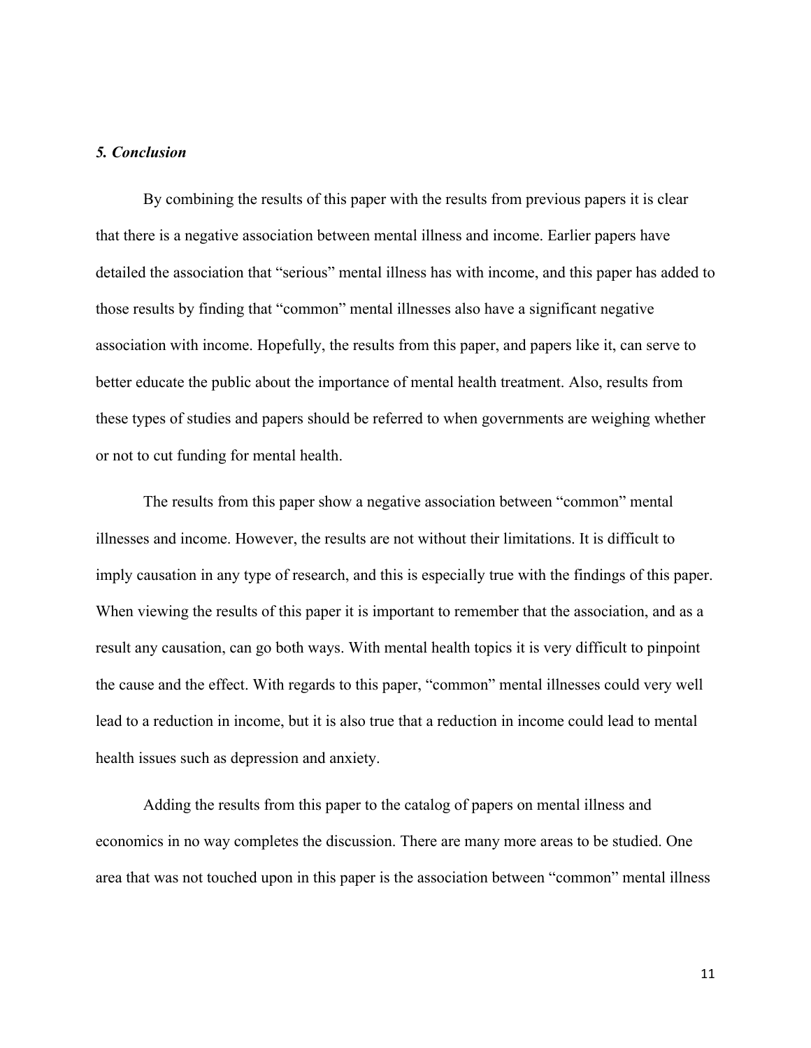### *5. Conclusion*

By combining the results of this paper with the results from previous papers it is clear that there is a negative association between mental illness and income. Earlier papers have detailed the association that "serious" mental illness has with income, and this paper has added to those results by finding that "common" mental illnesses also have a significant negative association with income. Hopefully, the results from this paper, and papers like it, can serve to better educate the public about the importance of mental health treatment. Also, results from these types of studies and papers should be referred to when governments are weighing whether or not to cut funding for mental health.

The results from this paper show a negative association between "common" mental illnesses and income. However, the results are not without their limitations. It is difficult to imply causation in any type of research, and this is especially true with the findings of this paper. When viewing the results of this paper it is important to remember that the association, and as a result any causation, can go both ways. With mental health topics it is very difficult to pinpoint the cause and the effect. With regards to this paper, "common" mental illnesses could very well lead to a reduction in income, but it is also true that a reduction in income could lead to mental health issues such as depression and anxiety.

Adding the results from this paper to the catalog of papers on mental illness and economics in no way completes the discussion. There are many more areas to be studied. One area that was not touched upon in this paper is the association between "common" mental illness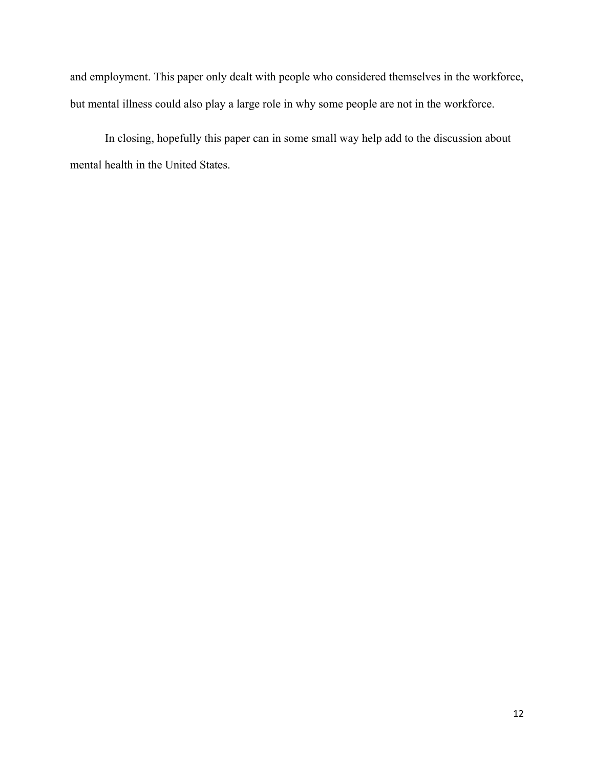and employment. This paper only dealt with people who considered themselves in the workforce, but mental illness could also play a large role in why some people are not in the workforce.

In closing, hopefully this paper can in some small way help add to the discussion about mental health in the United States.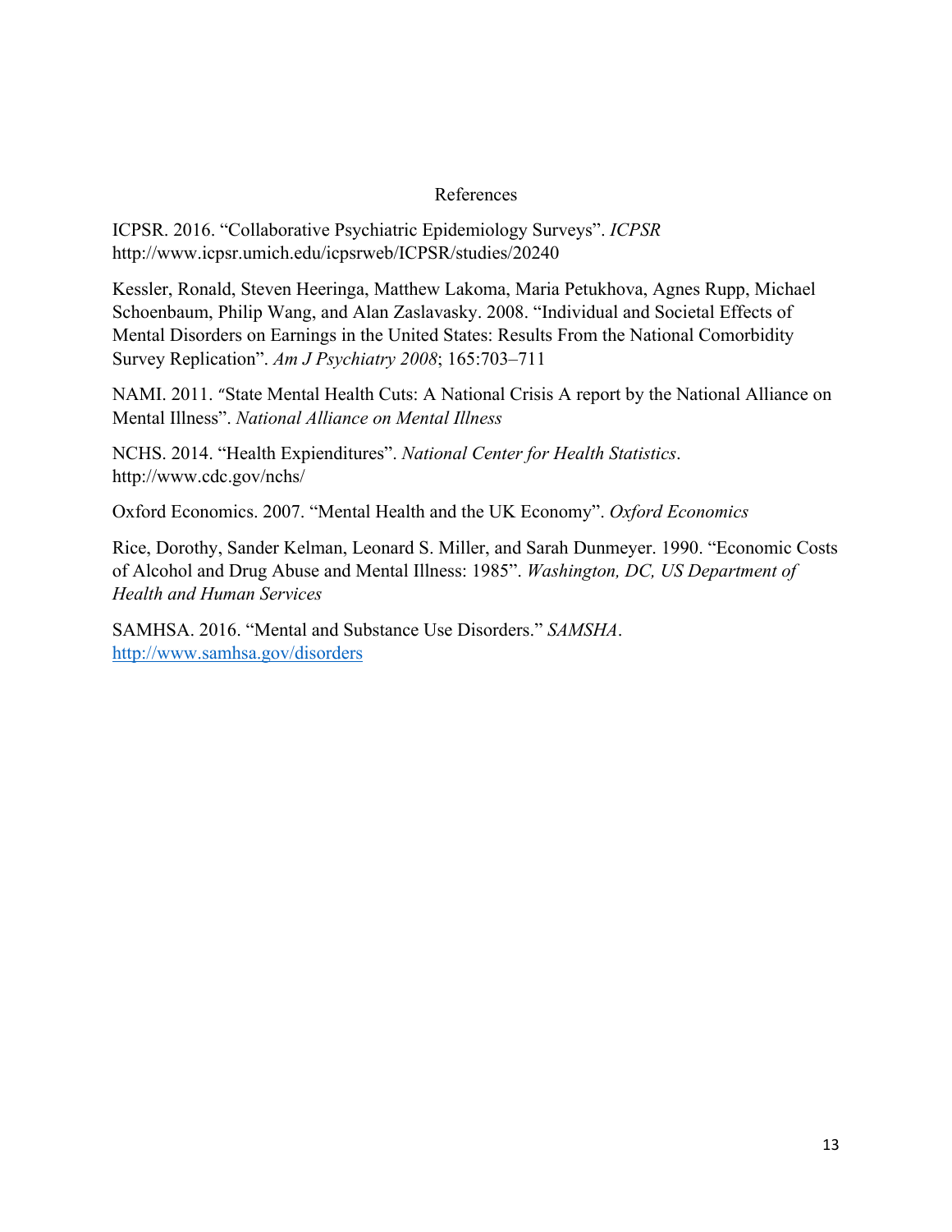# References

ICPSR. 2016. "Collaborative Psychiatric Epidemiology Surveys". *ICPSR* http://www.icpsr.umich.edu/icpsrweb/ICPSR/studies/20240

Kessler, Ronald, Steven Heeringa, Matthew Lakoma, Maria Petukhova, Agnes Rupp, Michael Schoenbaum, Philip Wang, and Alan Zaslavasky. 2008. "Individual and Societal Effects of Mental Disorders on Earnings in the United States: Results From the National Comorbidity Survey Replication". *Am J Psychiatry 2008*; 165:703–711

NAMI. 2011. "State Mental Health Cuts: A National Crisis A report by the National Alliance on Mental Illness". *National Alliance on Mental Illness*

NCHS. 2014. "Health Expienditures". *National Center for Health Statistics*. http://www.cdc.gov/nchs/

Oxford Economics. 2007. "Mental Health and the UK Economy". *Oxford Economics*

Rice, Dorothy, Sander Kelman, Leonard S. Miller, and Sarah Dunmeyer. 1990. "Economic Costs of Alcohol and Drug Abuse and Mental Illness: 1985". *Washington, DC, US Department of Health and Human Services*

SAMHSA. 2016. "Mental and Substance Use Disorders." *SAMSHA*. http://www.samhsa.gov/disorders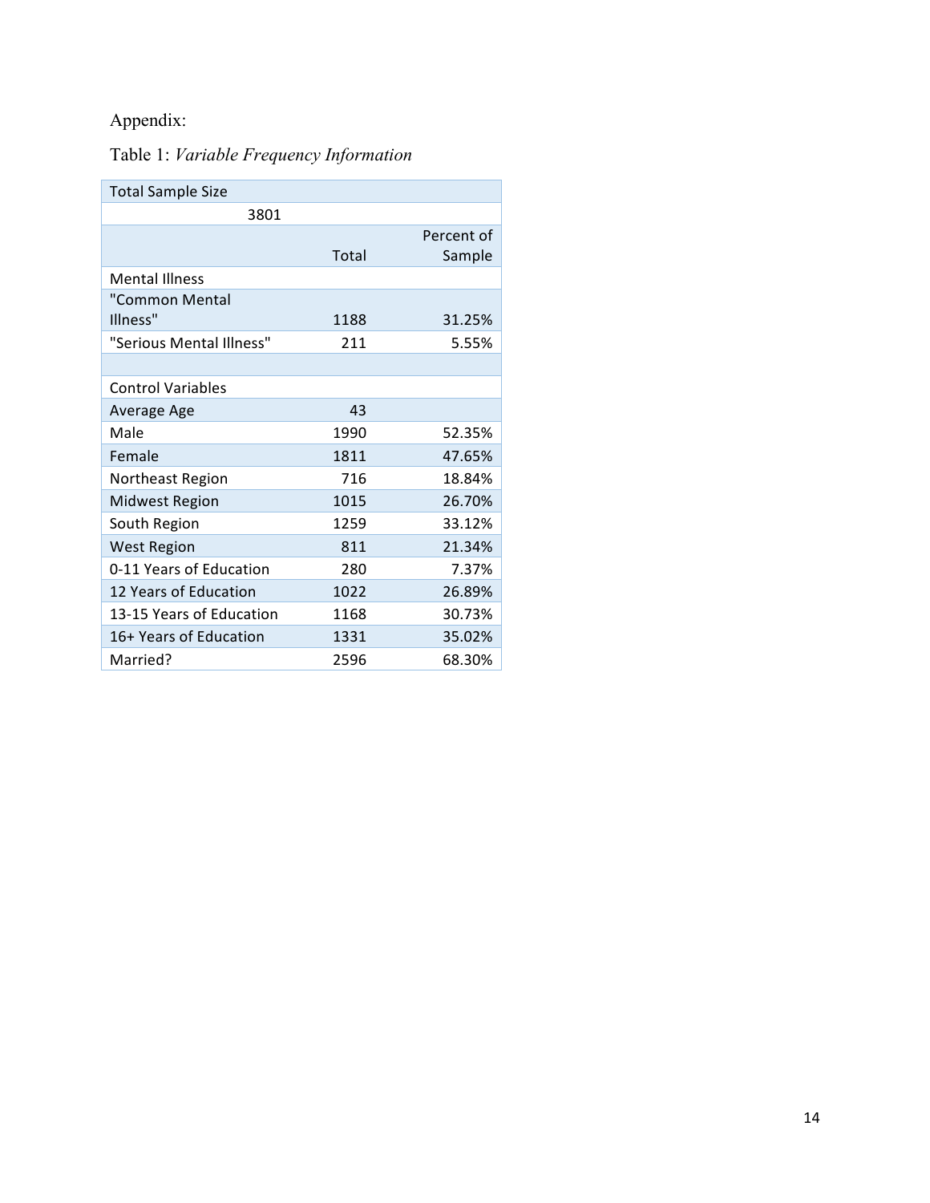Appendix:

Table 1: *Variable Frequency Information*

| Total Sample Size | | |
|---|---|---|
| 3801 | | |
| | Total | Percent of Sample |
| Mental Illness | | |
| "Common Mental Illness" | 1188 | 31.25% |
| "Serious Mental Illness" | 211 | 5.55% |
| | | |
| Control Variables | | |
| Average Age | 43 | |
| Male | 1990 | 52.35% |
| Female | 1811 | 47.65% |
| Northeast Region | 716 | 18.84% |
| Midwest Region | 1015 | 26.70% |
| South Region | 1259 | 33.12% |
| West Region | 811 | 21.34% |
| 0-11 Years of Education | 280 | 7.37% |
| 12 Years of Education | 1022 | 26.89% |
| 13-15 Years of Education | 1168 | 30.73% |
| 16+ Years of Education | 1331 | 35.02% |
| Married? | 2596 | 68.30% |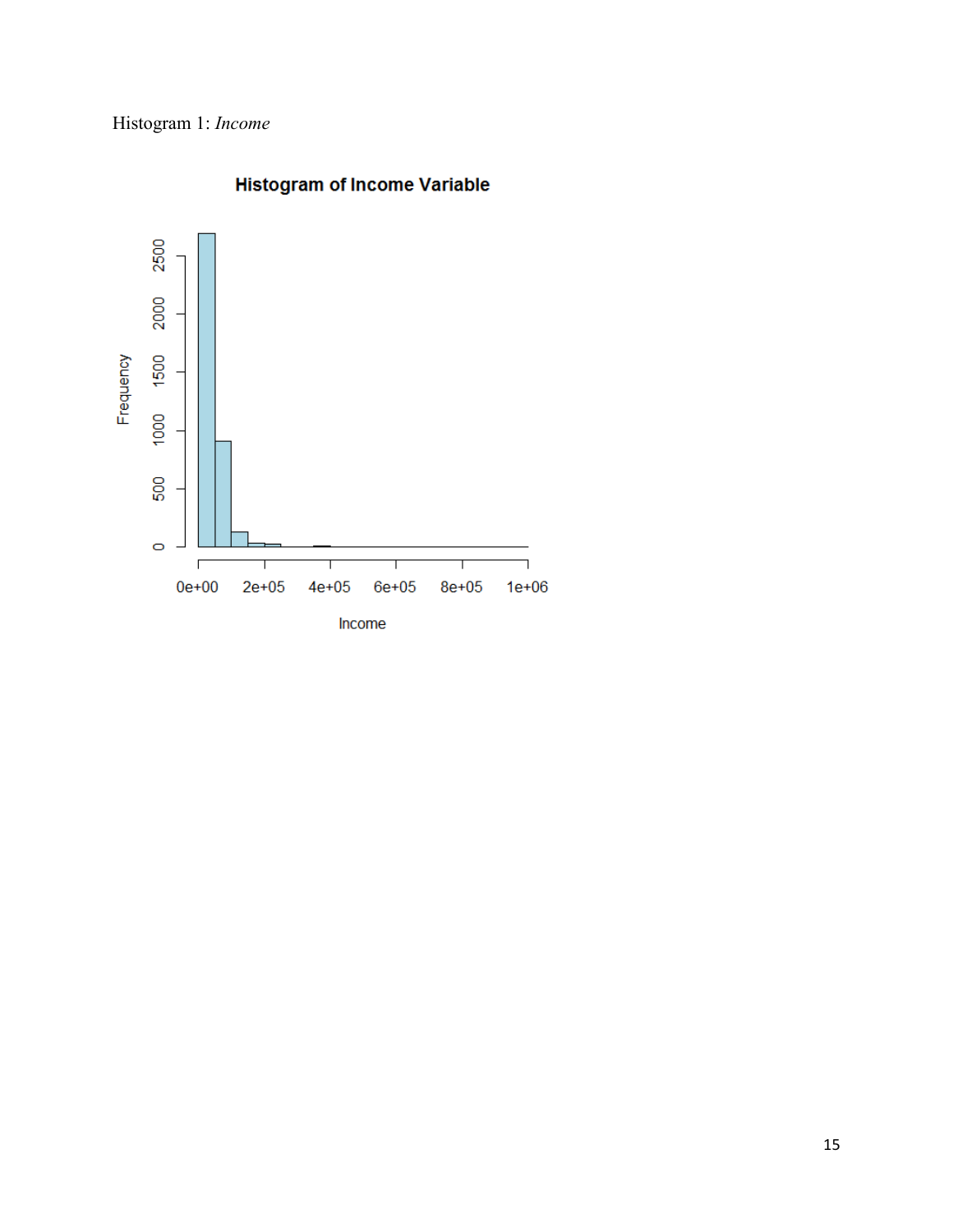Histogram 1: *Income*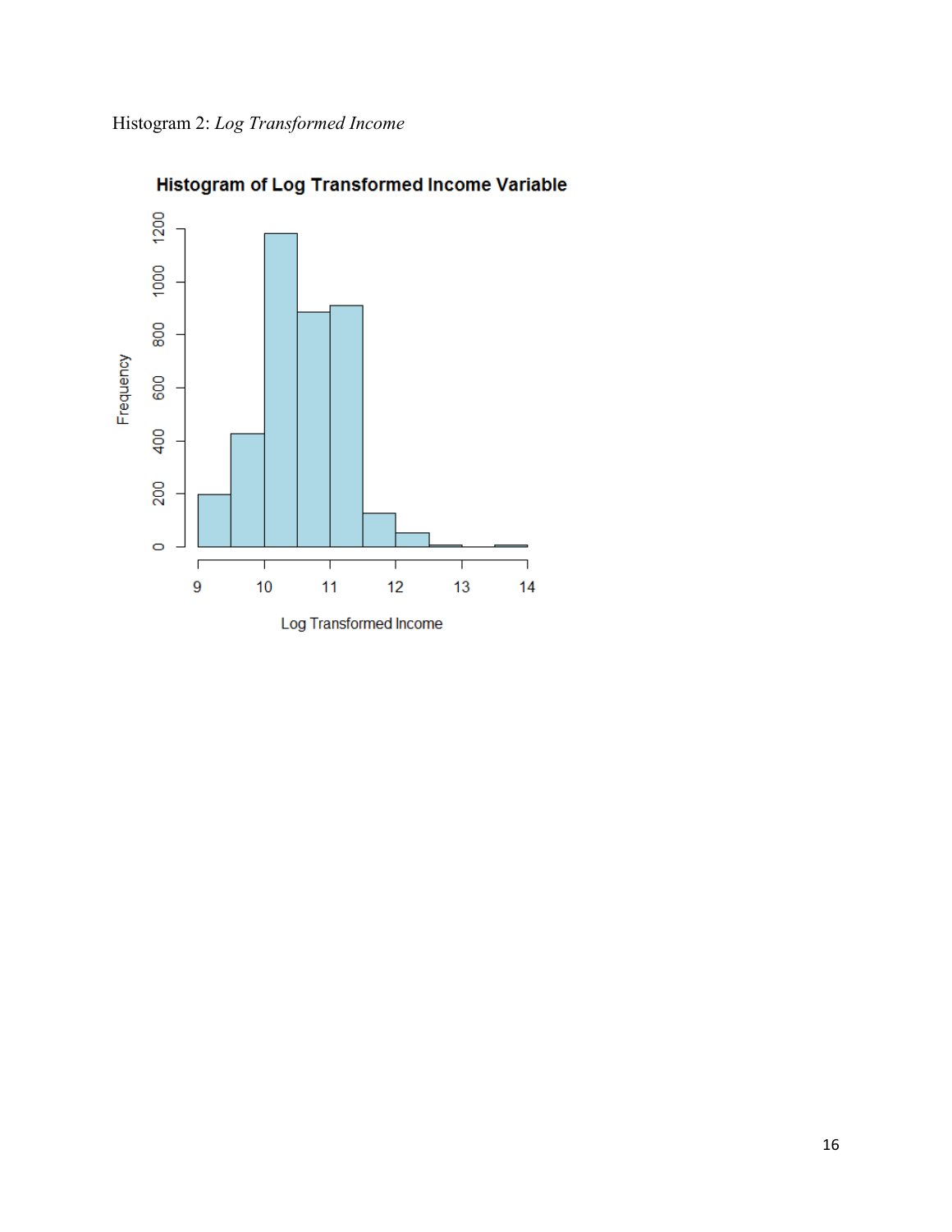Histogram 2: *Log Transformed Income*

Histogram of Log Transformed Income Variable

Frequency

0
200
400
600
800
1000
1200

9
10
11
12
13
14

Log Transformed Income